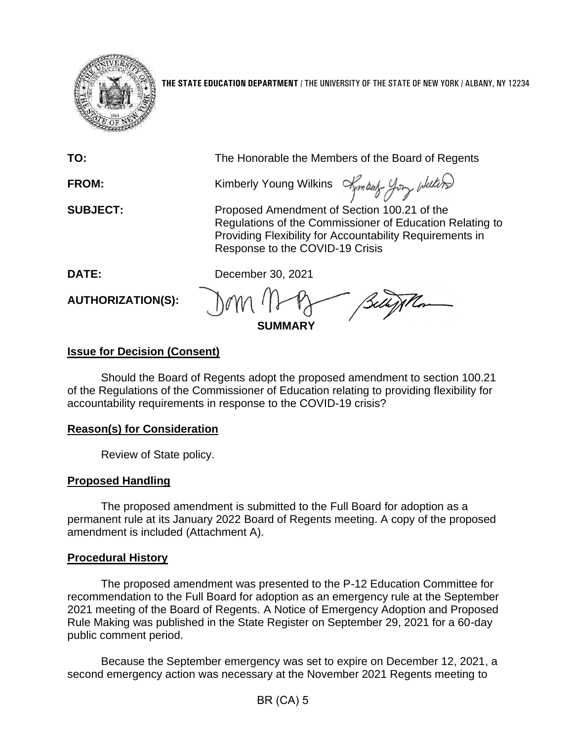**THE STATE EDUCATION DEPARTMENT** / THE UNIVERSITY OF THE STATE OF NEW YORK / ALBANY, NY 12234

| | |
|---|---|
| **TO:** | The Honorable the Members of the Board of Regents |
| **FROM:** | Kimberly Young Wilkins |
| **SUBJECT:** | Proposed Amendment of Section 100.21 of the Regulations of the Commissioner of Education Relating to Providing Flexibility for Accountability Requirements in Response to the COVID-19 Crisis |
| **DATE:** | December 30, 2021 |
| **AUTHORIZATION(S):** | |

**SUMMARY**

**Issue for Decision (Consent)**

Should the Board of Regents adopt the proposed amendment to section 100.21 of the Regulations of the Commissioner of Education relating to providing flexibility for accountability requirements in response to the COVID-19 crisis?

**Reason(s) for Consideration**

Review of State policy.

**Proposed Handling**

The proposed amendment is submitted to the Full Board for adoption as a permanent rule at its January 2022 Board of Regents meeting. A copy of the proposed amendment is included (Attachment A).

**Procedural History**

The proposed amendment was presented to the P-12 Education Committee for recommendation to the Full Board for adoption as an emergency rule at the September 2021 meeting of the Board of Regents. A Notice of Emergency Adoption and Proposed Rule Making was published in the State Register on September 29, 2021 for a 60-day public comment period.

Because the September emergency was set to expire on December 12, 2021, a second emergency action was necessary at the November 2021 Regents meeting to

BR (CA) 5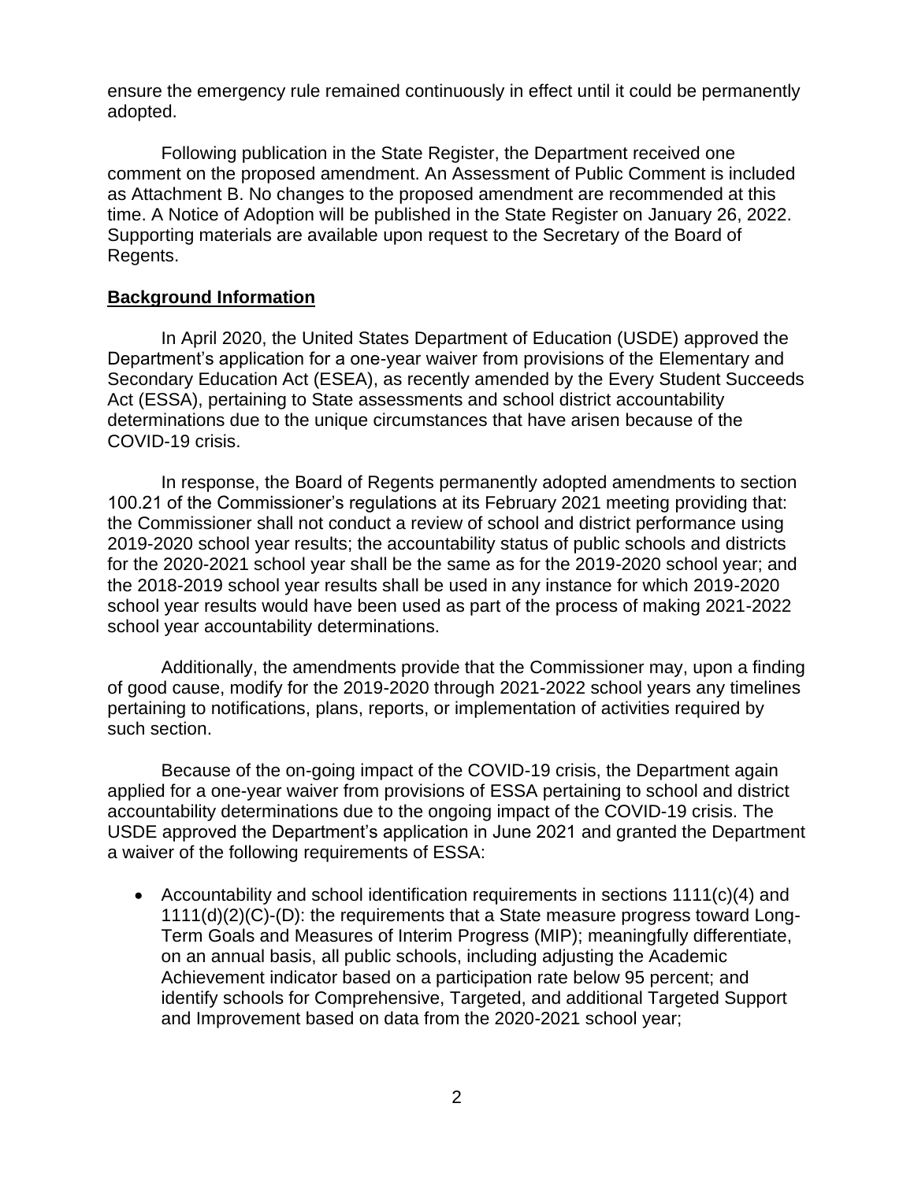ensure the emergency rule remained continuously in effect until it could be permanently adopted.

Following publication in the State Register, the Department received one comment on the proposed amendment. An Assessment of Public Comment is included as Attachment B. No changes to the proposed amendment are recommended at this time. A Notice of Adoption will be published in the State Register on January 26, 2022. Supporting materials are available upon request to the Secretary of the Board of Regents.

## Background Information

In April 2020, the United States Department of Education (USDE) approved the Department's application for a one-year waiver from provisions of the Elementary and Secondary Education Act (ESEA), as recently amended by the Every Student Succeeds Act (ESSA), pertaining to State assessments and school district accountability determinations due to the unique circumstances that have arisen because of the COVID-19 crisis.

In response, the Board of Regents permanently adopted amendments to section 100.21 of the Commissioner's regulations at its February 2021 meeting providing that: the Commissioner shall not conduct a review of school and district performance using 2019-2020 school year results; the accountability status of public schools and districts for the 2020-2021 school year shall be the same as for the 2019-2020 school year; and the 2018-2019 school year results shall be used in any instance for which 2019-2020 school year results would have been used as part of the process of making 2021-2022 school year accountability determinations.

Additionally, the amendments provide that the Commissioner may, upon a finding of good cause, modify for the 2019-2020 through 2021-2022 school years any timelines pertaining to notifications, plans, reports, or implementation of activities required by such section.

Because of the on-going impact of the COVID-19 crisis, the Department again applied for a one-year waiver from provisions of ESSA pertaining to school and district accountability determinations due to the ongoing impact of the COVID-19 crisis. The USDE approved the Department's application in June 2021 and granted the Department a waiver of the following requirements of ESSA:

- Accountability and school identification requirements in sections 1111(c)(4) and 1111(d)(2)(C)-(D): the requirements that a State measure progress toward Long-Term Goals and Measures of Interim Progress (MIP); meaningfully differentiate, on an annual basis, all public schools, including adjusting the Academic Achievement indicator based on a participation rate below 95 percent; and identify schools for Comprehensive, Targeted, and additional Targeted Support and Improvement based on data from the 2020-2021 school year;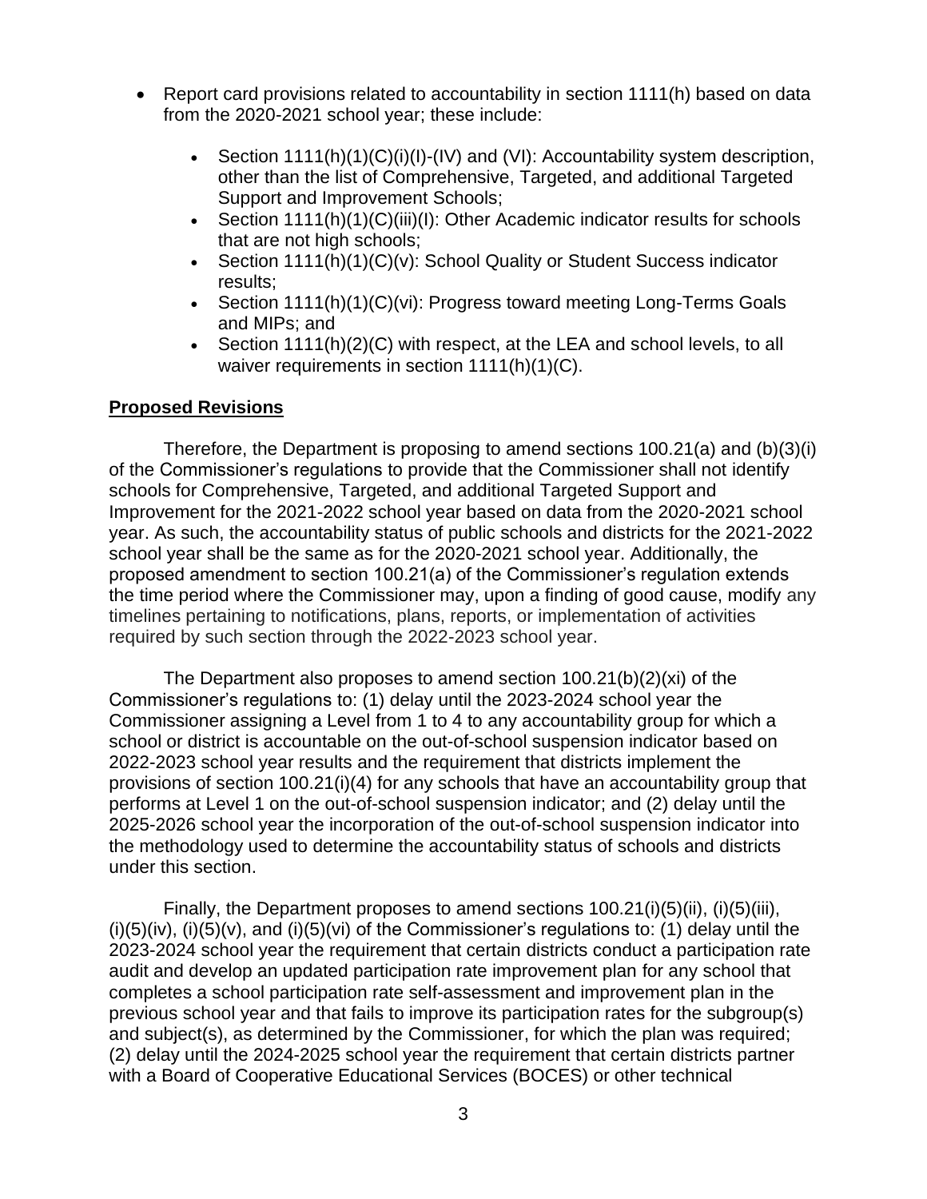- Report card provisions related to accountability in section 1111(h) based on data from the 2020-2021 school year; these include:
  - Section 1111(h)(1)(C)(i)(I)-(IV) and (VI): Accountability system description, other than the list of Comprehensive, Targeted, and additional Targeted Support and Improvement Schools;
  - Section 1111(h)(1)(C)(iii)(I): Other Academic indicator results for schools that are not high schools;
  - Section 1111(h)(1)(C)(v): School Quality or Student Success indicator results;
  - Section 1111(h)(1)(C)(vi): Progress toward meeting Long-Terms Goals and MIPs; and
  - Section 1111(h)(2)(C) with respect, at the LEA and school levels, to all waiver requirements in section 1111(h)(1)(C).

**Proposed Revisions**

Therefore, the Department is proposing to amend sections 100.21(a) and (b)(3)(i) of the Commissioner's regulations to provide that the Commissioner shall not identify schools for Comprehensive, Targeted, and additional Targeted Support and Improvement for the 2021-2022 school year based on data from the 2020-2021 school year. As such, the accountability status of public schools and districts for the 2021-2022 school year shall be the same as for the 2020-2021 school year. Additionally, the proposed amendment to section 100.21(a) of the Commissioner's regulation extends the time period where the Commissioner may, upon a finding of good cause, modify any timelines pertaining to notifications, plans, reports, or implementation of activities required by such section through the 2022-2023 school year.

The Department also proposes to amend section 100.21(b)(2)(xi) of the Commissioner's regulations to: (1) delay until the 2023-2024 school year the Commissioner assigning a Level from 1 to 4 to any accountability group for which a school or district is accountable on the out-of-school suspension indicator based on 2022-2023 school year results and the requirement that districts implement the provisions of section 100.21(i)(4) for any schools that have an accountability group that performs at Level 1 on the out-of-school suspension indicator; and (2) delay until the 2025-2026 school year the incorporation of the out-of-school suspension indicator into the methodology used to determine the accountability status of schools and districts under this section.

Finally, the Department proposes to amend sections 100.21(i)(5)(ii), (i)(5)(iii), (i)(5)(iv), (i)(5)(v), and (i)(5)(vi) of the Commissioner's regulations to: (1) delay until the 2023-2024 school year the requirement that certain districts conduct a participation rate audit and develop an updated participation rate improvement plan for any school that completes a school participation rate self-assessment and improvement plan in the previous school year and that fails to improve its participation rates for the subgroup(s) and subject(s), as determined by the Commissioner, for which the plan was required; (2) delay until the 2024-2025 school year the requirement that certain districts partner with a Board of Cooperative Educational Services (BOCES) or other technical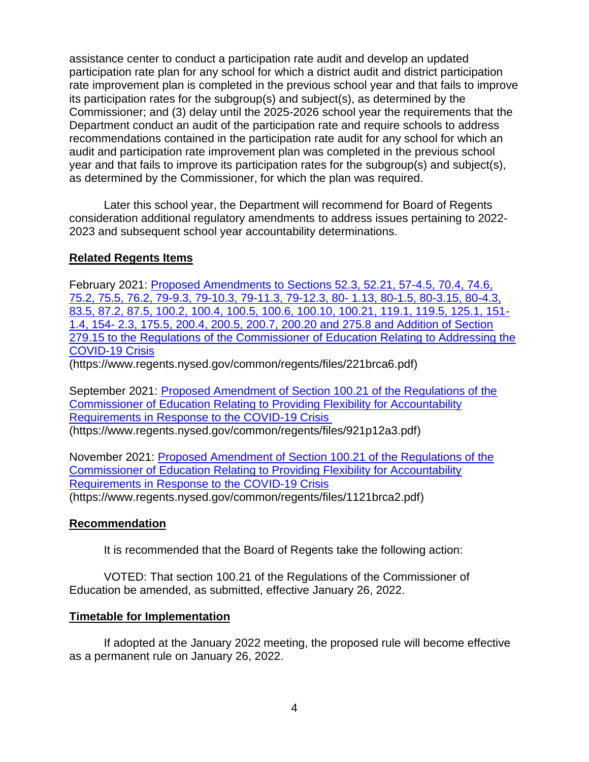assistance center to conduct a participation rate audit and develop an updated participation rate plan for any school for which a district audit and district participation rate improvement plan is completed in the previous school year and that fails to improve its participation rates for the subgroup(s) and subject(s), as determined by the Commissioner; and (3) delay until the 2025-2026 school year the requirements that the Department conduct an audit of the participation rate and require schools to address recommendations contained in the participation rate audit for any school for which an audit and participation rate improvement plan was completed in the previous school year and that fails to improve its participation rates for the subgroup(s) and subject(s), as determined by the Commissioner, for which the plan was required.

Later this school year, the Department will recommend for Board of Regents consideration additional regulatory amendments to address issues pertaining to 2022-2023 and subsequent school year accountability determinations.

**Related Regents Items**

February 2021: [Proposed Amendments to Sections 52.3, 52.21, 57-4.5, 70.4, 74.6, 75.2, 75.5, 76.2, 79-9.3, 79-10.3, 79-11.3, 79-12.3, 80- 1.13, 80-1.5, 80-3.15, 80-4.3, 83.5, 87.2, 87.5, 100.2, 100.4, 100.5, 100.6, 100.10, 100.21, 119.1, 119.5, 125.1, 151-1.4, 154- 2.3, 175.5, 200.4, 200.5, 200.7, 200.20 and 275.8 and Addition of Section 279.15 to the Regulations of the Commissioner of Education Relating to Addressing the COVID-19 Crisis](https://www.regents.nysed.gov/common/regents/files/221brca6.pdf)
(https://www.regents.nysed.gov/common/regents/files/221brca6.pdf)

September 2021: [Proposed Amendment of Section 100.21 of the Regulations of the Commissioner of Education Relating to Providing Flexibility for Accountability Requirements in Response to the COVID-19 Crisis](https://www.regents.nysed.gov/common/regents/files/921p12a3.pdf)
(https://www.regents.nysed.gov/common/regents/files/921p12a3.pdf)

November 2021: [Proposed Amendment of Section 100.21 of the Regulations of the Commissioner of Education Relating to Providing Flexibility for Accountability Requirements in Response to the COVID-19 Crisis](https://www.regents.nysed.gov/common/regents/files/1121brca2.pdf)
(https://www.regents.nysed.gov/common/regents/files/1121brca2.pdf)

**Recommendation**

It is recommended that the Board of Regents take the following action:

VOTED: That section 100.21 of the Regulations of the Commissioner of Education be amended, as submitted, effective January 26, 2022.

**Timetable for Implementation**

If adopted at the January 2022 meeting, the proposed rule will become effective as a permanent rule on January 26, 2022.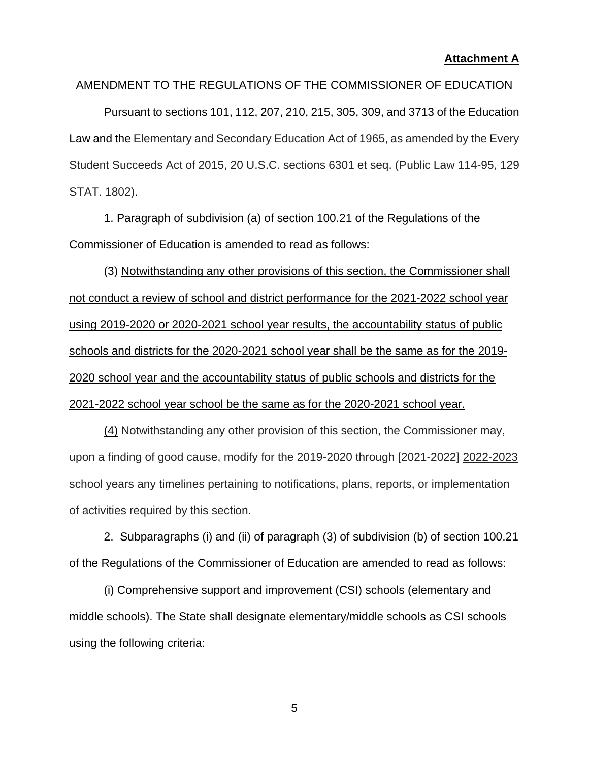**Attachment A**

AMENDMENT TO THE REGULATIONS OF THE COMMISSIONER OF EDUCATION

Pursuant to sections 101, 112, 207, 210, 215, 305, 309, and 3713 of the Education Law and the Elementary and Secondary Education Act of 1965, as amended by the Every Student Succeeds Act of 2015, 20 U.S.C. sections 6301 et seq. (Public Law 114-95, 129 STAT. 1802).

1. Paragraph of subdivision (a) of section 100.21 of the Regulations of the Commissioner of Education is amended to read as follows:

(3) <u>Notwithstanding any other provisions of this section, the Commissioner shall not conduct a review of school and district performance for the 2021-2022 school year using 2019-2020 or 2020-2021 school year results, the accountability status of public schools and districts for the 2020-2021 school year shall be the same as for the 2019-2020 school year and the accountability status of public schools and districts for the 2021-2022 school year school be the same as for the 2020-2021 school year.</u>

<u>(4)</u> Notwithstanding any other provision of this section, the Commissioner may, upon a finding of good cause, modify for the 2019-2020 through [2021-2022] <u>2022-2023</u> school years any timelines pertaining to notifications, plans, reports, or implementation of activities required by this section.

2. Subparagraphs (i) and (ii) of paragraph (3) of subdivision (b) of section 100.21 of the Regulations of the Commissioner of Education are amended to read as follows:

(i) Comprehensive support and improvement (CSI) schools (elementary and middle schools). The State shall designate elementary/middle schools as CSI schools using the following criteria: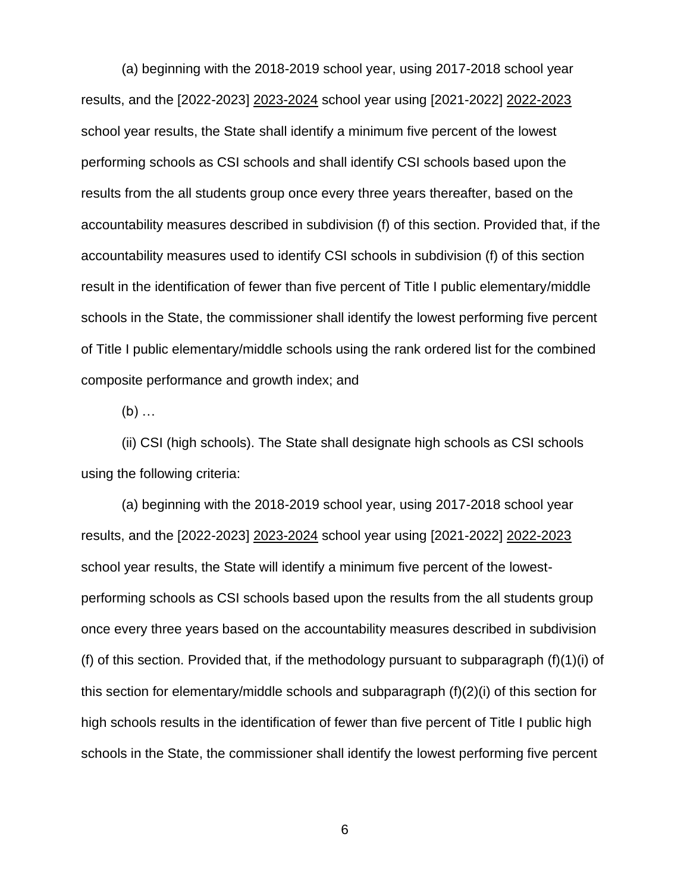(a) beginning with the 2018-2019 school year, using 2017-2018 school year results, and the [2022-2023] <u>2023-2024</u> school year using [2021-2022] <u>2022-2023</u> school year results, the State shall identify a minimum five percent of the lowest performing schools as CSI schools and shall identify CSI schools based upon the results from the all students group once every three years thereafter, based on the accountability measures described in subdivision (f) of this section. Provided that, if the accountability measures used to identify CSI schools in subdivision (f) of this section result in the identification of fewer than five percent of Title I public elementary/middle schools in the State, the commissioner shall identify the lowest performing five percent of Title I public elementary/middle schools using the rank ordered list for the combined composite performance and growth index; and

(b) …

(ii) CSI (high schools). The State shall designate high schools as CSI schools using the following criteria:

(a) beginning with the 2018-2019 school year, using 2017-2018 school year results, and the [2022-2023] <u>2023-2024</u> school year using [2021-2022] <u>2022-2023</u> school year results, the State will identify a minimum five percent of the lowest-performing schools as CSI schools based upon the results from the all students group once every three years based on the accountability measures described in subdivision (f) of this section. Provided that, if the methodology pursuant to subparagraph (f)(1)(i) of this section for elementary/middle schools and subparagraph (f)(2)(i) of this section for high schools results in the identification of fewer than five percent of Title I public high schools in the State, the commissioner shall identify the lowest performing five percent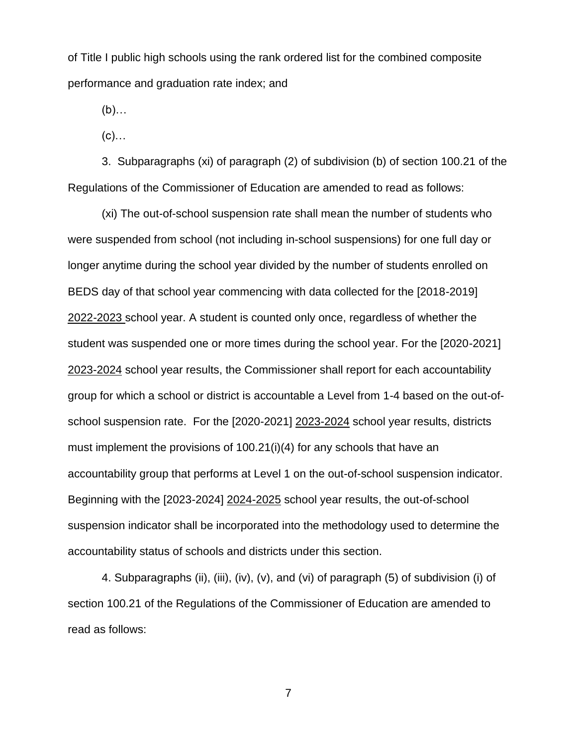of Title I public high schools using the rank ordered list for the combined composite performance and graduation rate index; and

(b)…

(c)…

3. Subparagraphs (xi) of paragraph (2) of subdivision (b) of section 100.21 of the Regulations of the Commissioner of Education are amended to read as follows:

(xi) The out-of-school suspension rate shall mean the number of students who were suspended from school (not including in-school suspensions) for one full day or longer anytime during the school year divided by the number of students enrolled on BEDS day of that school year commencing with data collected for the [2018-2019] <u>2022-2023</u> school year. A student is counted only once, regardless of whether the student was suspended one or more times during the school year. For the [2020-2021] <u>2023-2024</u> school year results, the Commissioner shall report for each accountability group for which a school or district is accountable a Level from 1-4 based on the out-of-school suspension rate. For the [2020-2021] <u>2023-2024</u> school year results, districts must implement the provisions of 100.21(i)(4) for any schools that have an accountability group that performs at Level 1 on the out-of-school suspension indicator. Beginning with the [2023-2024] <u>2024-2025</u> school year results, the out-of-school suspension indicator shall be incorporated into the methodology used to determine the accountability status of schools and districts under this section.

4. Subparagraphs (ii), (iii), (iv), (v), and (vi) of paragraph (5) of subdivision (i) of section 100.21 of the Regulations of the Commissioner of Education are amended to read as follows: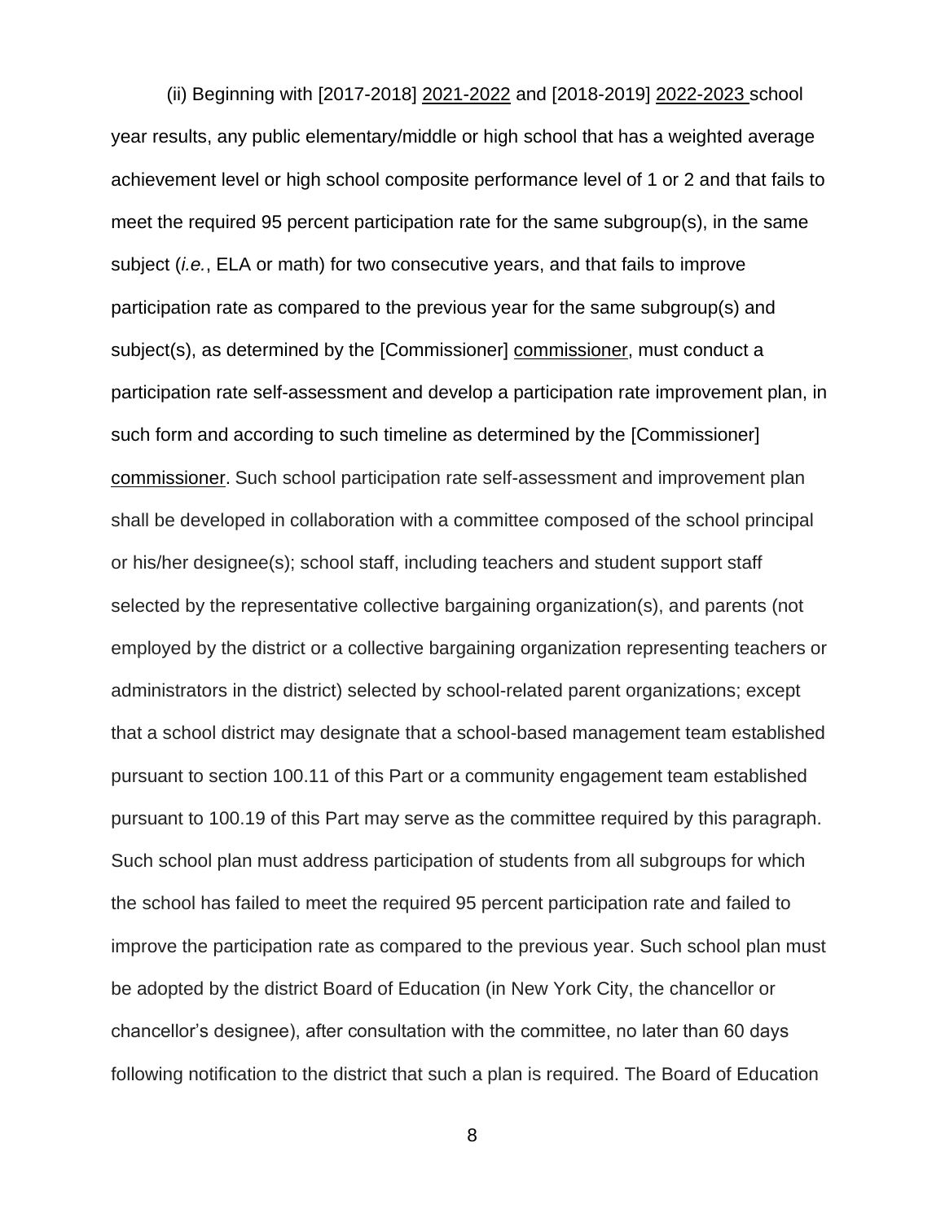(ii) Beginning with [2017-2018] <u>2021-2022</u> and [2018-2019] <u>2022-2023</u> school year results, any public elementary/middle or high school that has a weighted average achievement level or high school composite performance level of 1 or 2 and that fails to meet the required 95 percent participation rate for the same subgroup(s), in the same subject (*i.e.*, ELA or math) for two consecutive years, and that fails to improve participation rate as compared to the previous year for the same subgroup(s) and subject(s), as determined by the [Commissioner] <u>commissioner</u>, must conduct a participation rate self-assessment and develop a participation rate improvement plan, in such form and according to such timeline as determined by the [Commissioner] <u>commissioner</u>. Such school participation rate self-assessment and improvement plan shall be developed in collaboration with a committee composed of the school principal or his/her designee(s); school staff, including teachers and student support staff selected by the representative collective bargaining organization(s), and parents (not employed by the district or a collective bargaining organization representing teachers or administrators in the district) selected by school-related parent organizations; except that a school district may designate that a school-based management team established pursuant to section 100.11 of this Part or a community engagement team established pursuant to 100.19 of this Part may serve as the committee required by this paragraph. Such school plan must address participation of students from all subgroups for which the school has failed to meet the required 95 percent participation rate and failed to improve the participation rate as compared to the previous year. Such school plan must be adopted by the district Board of Education (in New York City, the chancellor or chancellor's designee), after consultation with the committee, no later than 60 days following notification to the district that such a plan is required. The Board of Education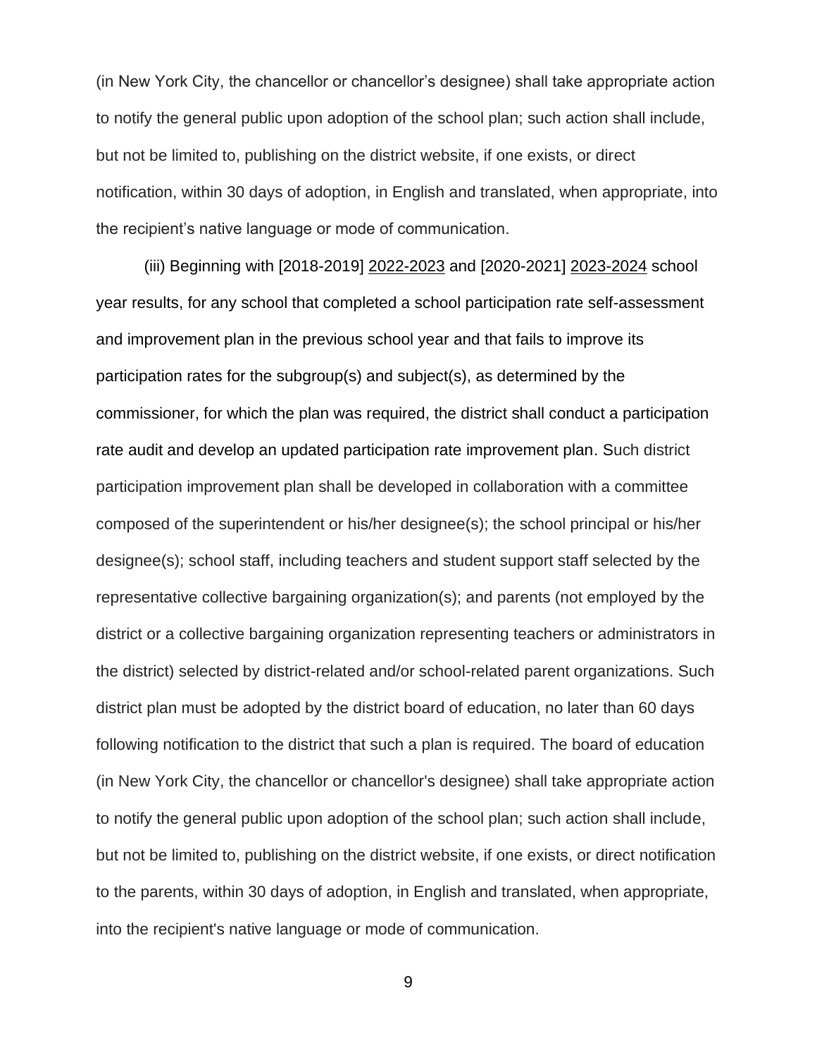(in New York City, the chancellor or chancellor's designee) shall take appropriate action to notify the general public upon adoption of the school plan; such action shall include, but not be limited to, publishing on the district website, if one exists, or direct notification, within 30 days of adoption, in English and translated, when appropriate, into the recipient's native language or mode of communication.

(iii) Beginning with [2018-2019] <u>2022-2023</u> and [2020-2021] <u>2023-2024</u> school year results, for any school that completed a school participation rate self-assessment and improvement plan in the previous school year and that fails to improve its participation rates for the subgroup(s) and subject(s), as determined by the commissioner, for which the plan was required, the district shall conduct a participation rate audit and develop an updated participation rate improvement plan. Such district participation improvement plan shall be developed in collaboration with a committee composed of the superintendent or his/her designee(s); the school principal or his/her designee(s); school staff, including teachers and student support staff selected by the representative collective bargaining organization(s); and parents (not employed by the district or a collective bargaining organization representing teachers or administrators in the district) selected by district-related and/or school-related parent organizations. Such district plan must be adopted by the district board of education, no later than 60 days following notification to the district that such a plan is required. The board of education (in New York City, the chancellor or chancellor's designee) shall take appropriate action to notify the general public upon adoption of the school plan; such action shall include, but not be limited to, publishing on the district website, if one exists, or direct notification to the parents, within 30 days of adoption, in English and translated, when appropriate, into the recipient's native language or mode of communication.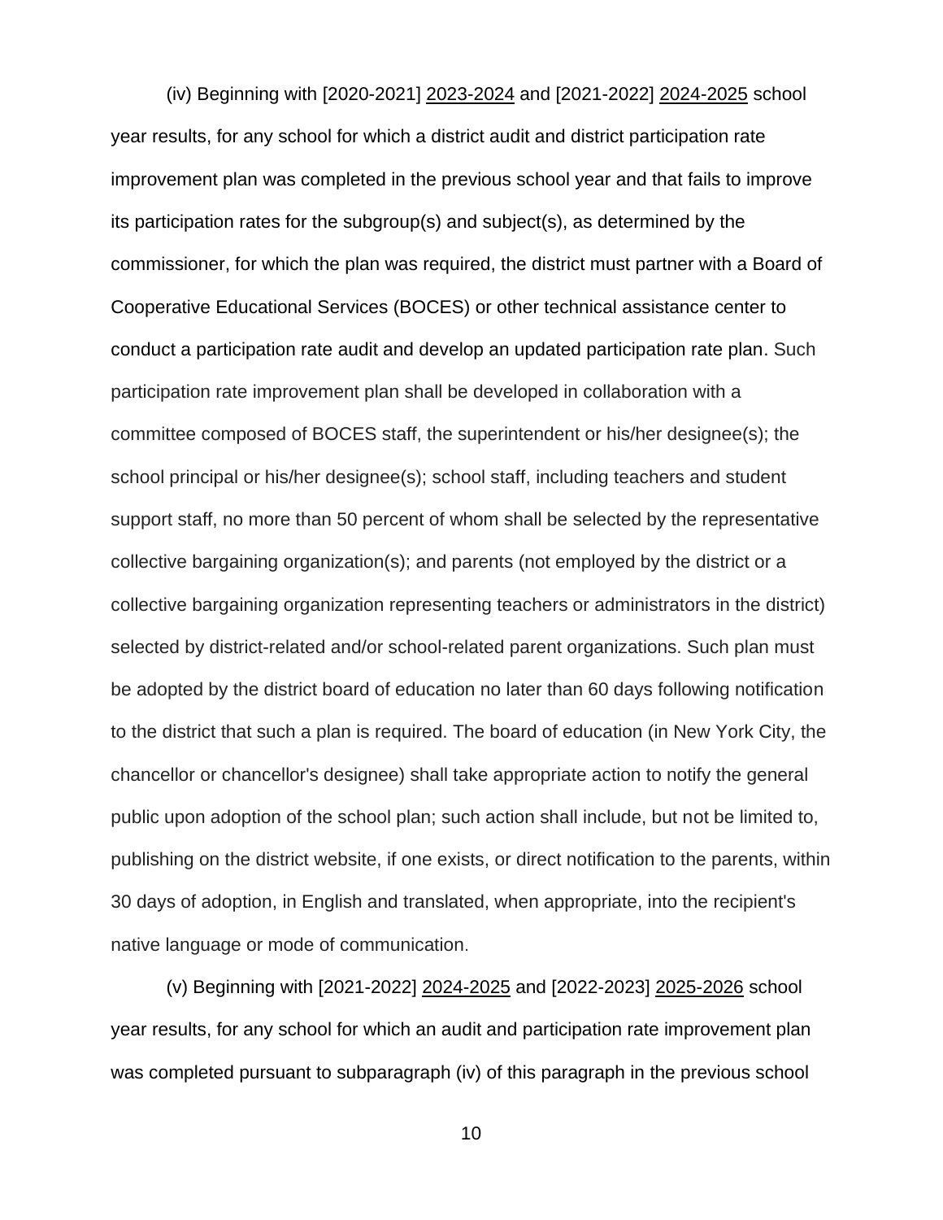(iv) Beginning with [2020-2021] <u>2023-2024</u> and [2021-2022] <u>2024-2025</u> school year results, for any school for which a district audit and district participation rate improvement plan was completed in the previous school year and that fails to improve its participation rates for the subgroup(s) and subject(s), as determined by the commissioner, for which the plan was required, the district must partner with a Board of Cooperative Educational Services (BOCES) or other technical assistance center to conduct a participation rate audit and develop an updated participation rate plan. Such participation rate improvement plan shall be developed in collaboration with a committee composed of BOCES staff, the superintendent or his/her designee(s); the school principal or his/her designee(s); school staff, including teachers and student support staff, no more than 50 percent of whom shall be selected by the representative collective bargaining organization(s); and parents (not employed by the district or a collective bargaining organization representing teachers or administrators in the district) selected by district-related and/or school-related parent organizations. Such plan must be adopted by the district board of education no later than 60 days following notification to the district that such a plan is required. The board of education (in New York City, the chancellor or chancellor's designee) shall take appropriate action to notify the general public upon adoption of the school plan; such action shall include, but not be limited to, publishing on the district website, if one exists, or direct notification to the parents, within 30 days of adoption, in English and translated, when appropriate, into the recipient's native language or mode of communication.

(v) Beginning with [2021-2022] <u>2024-2025</u> and [2022-2023] <u>2025-2026</u> school year results, for any school for which an audit and participation rate improvement plan was completed pursuant to subparagraph (iv) of this paragraph in the previous school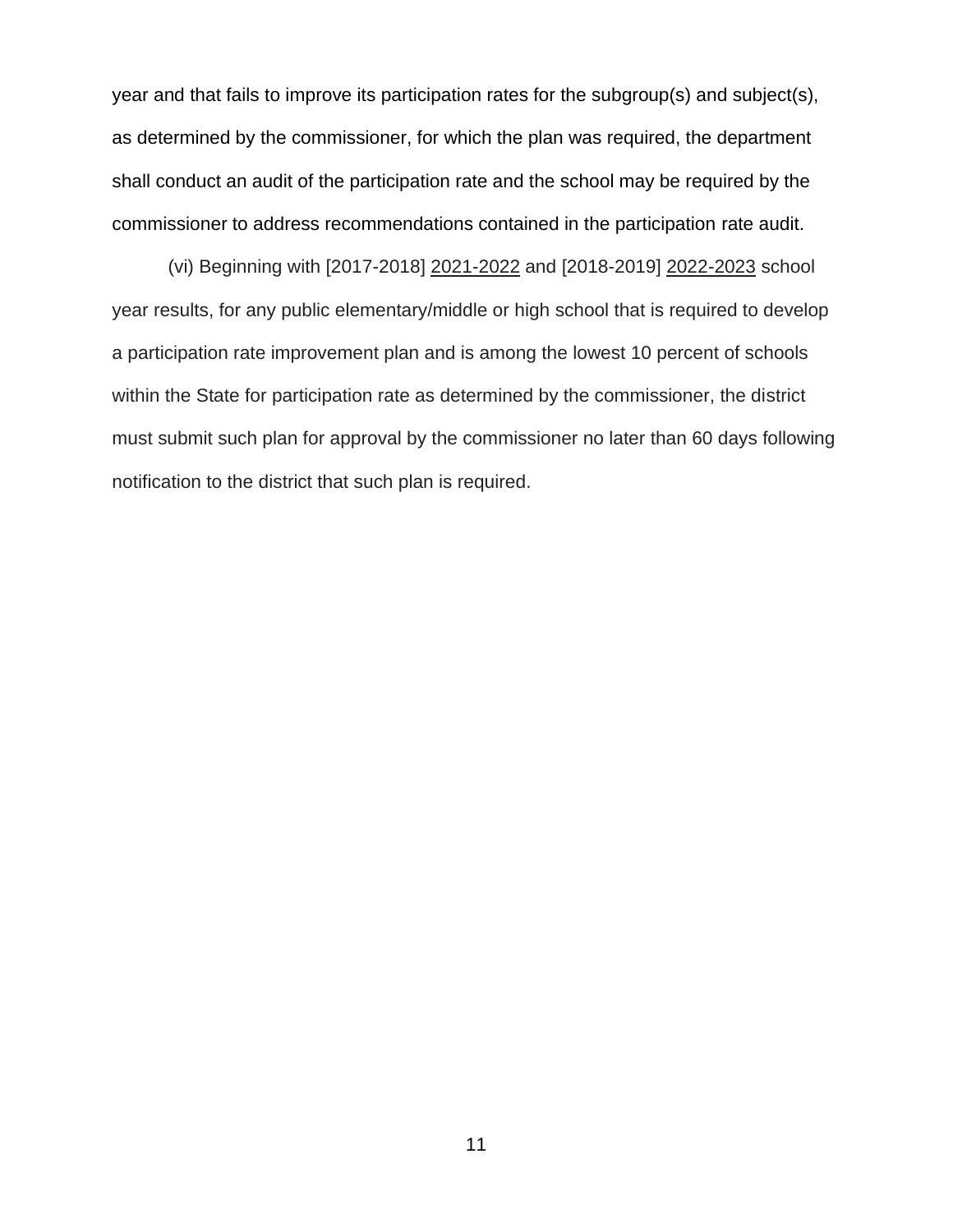year and that fails to improve its participation rates for the subgroup(s) and subject(s), as determined by the commissioner, for which the plan was required, the department shall conduct an audit of the participation rate and the school may be required by the commissioner to address recommendations contained in the participation rate audit.

(vi) Beginning with [2017-2018] <u>2021-2022</u> and [2018-2019] <u>2022-2023</u> school year results, for any public elementary/middle or high school that is required to develop a participation rate improvement plan and is among the lowest 10 percent of schools within the State for participation rate as determined by the commissioner, the district must submit such plan for approval by the commissioner no later than 60 days following notification to the district that such plan is required.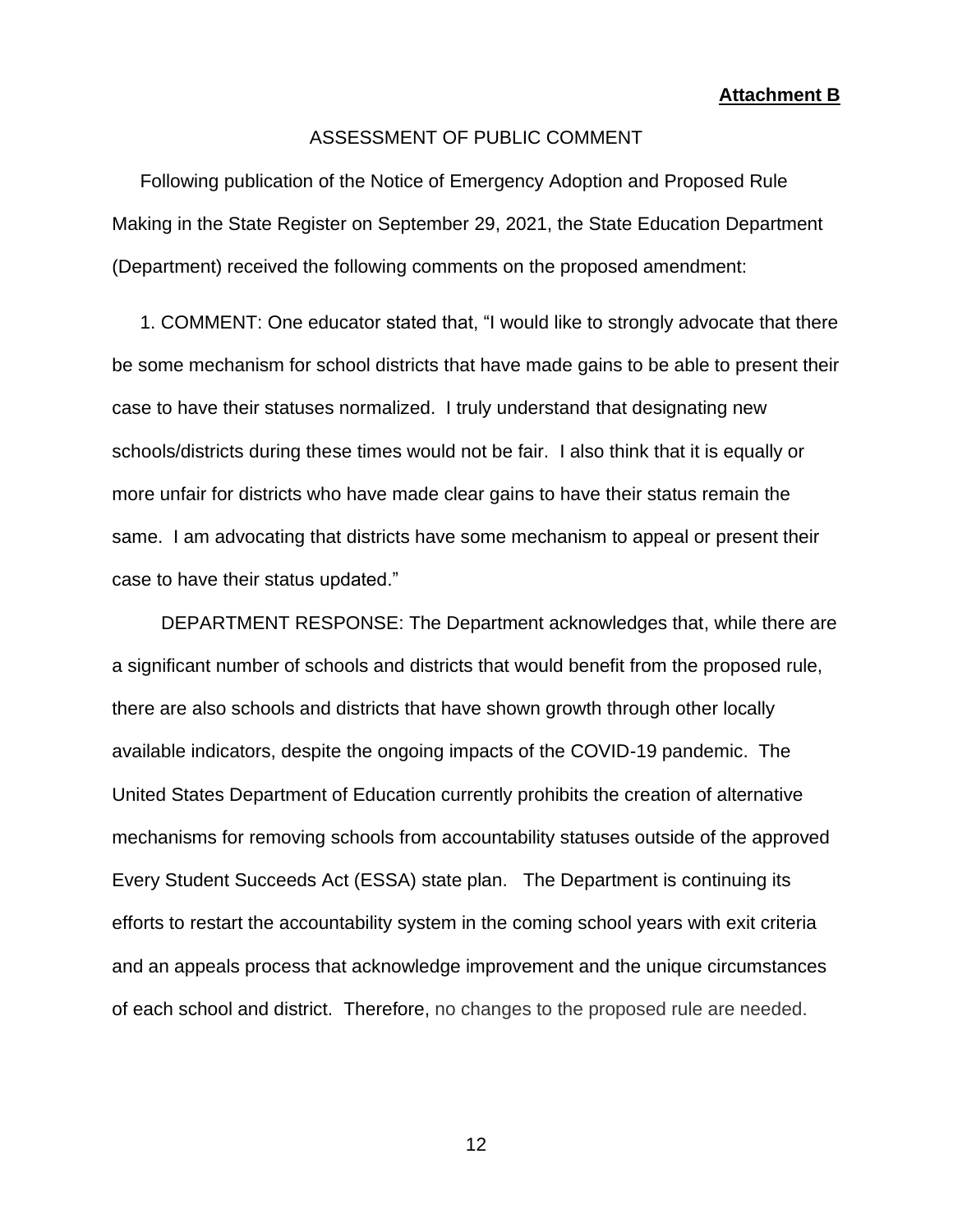**Attachment B**

ASSESSMENT OF PUBLIC COMMENT

Following publication of the Notice of Emergency Adoption and Proposed Rule Making in the State Register on September 29, 2021, the State Education Department (Department) received the following comments on the proposed amendment:

1. COMMENT: One educator stated that, "I would like to strongly advocate that there be some mechanism for school districts that have made gains to be able to present their case to have their statuses normalized. I truly understand that designating new schools/districts during these times would not be fair. I also think that it is equally or more unfair for districts who have made clear gains to have their status remain the same. I am advocating that districts have some mechanism to appeal or present their case to have their status updated."

DEPARTMENT RESPONSE: The Department acknowledges that, while there are a significant number of schools and districts that would benefit from the proposed rule, there are also schools and districts that have shown growth through other locally available indicators, despite the ongoing impacts of the COVID-19 pandemic. The United States Department of Education currently prohibits the creation of alternative mechanisms for removing schools from accountability statuses outside of the approved Every Student Succeeds Act (ESSA) state plan. The Department is continuing its efforts to restart the accountability system in the coming school years with exit criteria and an appeals process that acknowledge improvement and the unique circumstances of each school and district. Therefore, no changes to the proposed rule are needed.